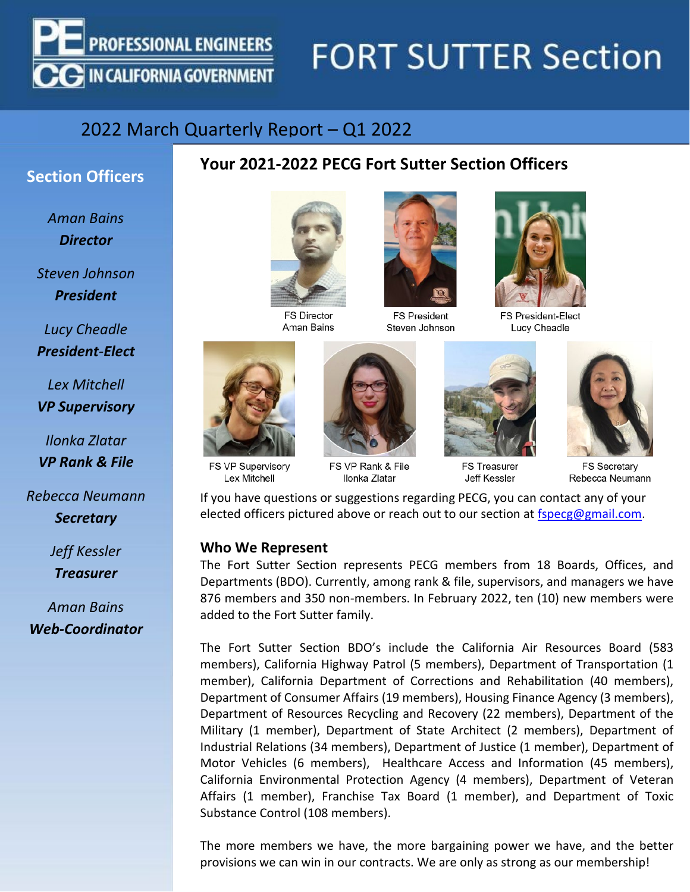# PROFESSIONAL ENGINEERS IN CALIFORNIA GOVERNMENT — FORT SUTTER Section

## 2022 March Quarterly Report – Q1 2022

### Section Officers

*Aman Bains*
***Director***

*Steven Johnson*
***President***

*Lucy Cheadle*
***President-Elect***

*Lex Mitchell*
***VP Supervisory***

*Ilonka Zlatar*
***VP Rank & File***

*Rebecca Neumann*
***Secretary***

*Jeff Kessler*
***Treasurer***

*Aman Bains*
***Web-Coordinator***

## Your 2021-2022 PECG Fort Sutter Section Officers

FS Director
Aman Bains

FS President
Steven Johnson

FS President-Elect
Lucy Cheadle

FS VP Supervisory
Lex Mitchell

FS VP Rank & File
Ilonka Zlatar

FS Treasurer
Jeff Kessler

FS Secretary
Rebecca Neumann

If you have questions or suggestions regarding PECG, you can contact any of your elected officers pictured above or reach out to our section at fspecg@gmail.com.

### Who We Represent

The Fort Sutter Section represents PECG members from 18 Boards, Offices, and Departments (BDO). Currently, among rank & file, supervisors, and managers we have 876 members and 350 non-members. In February 2022, ten (10) new members were added to the Fort Sutter family.

The Fort Sutter Section BDO's include the California Air Resources Board (583 members), California Highway Patrol (5 members), Department of Transportation (1 member), California Department of Corrections and Rehabilitation (40 members), Department of Consumer Affairs (19 members), Housing Finance Agency (3 members), Department of Resources Recycling and Recovery (22 members), Department of the Military (1 member), Department of State Architect (2 members), Department of Industrial Relations (34 members), Department of Justice (1 member), Department of Motor Vehicles (6 members), Healthcare Access and Information (45 members), California Environmental Protection Agency (4 members), Department of Veteran Affairs (1 member), Franchise Tax Board (1 member), and Department of Toxic Substance Control (108 members).

The more members we have, the more bargaining power we have, and the better provisions we can win in our contracts. We are only as strong as our membership!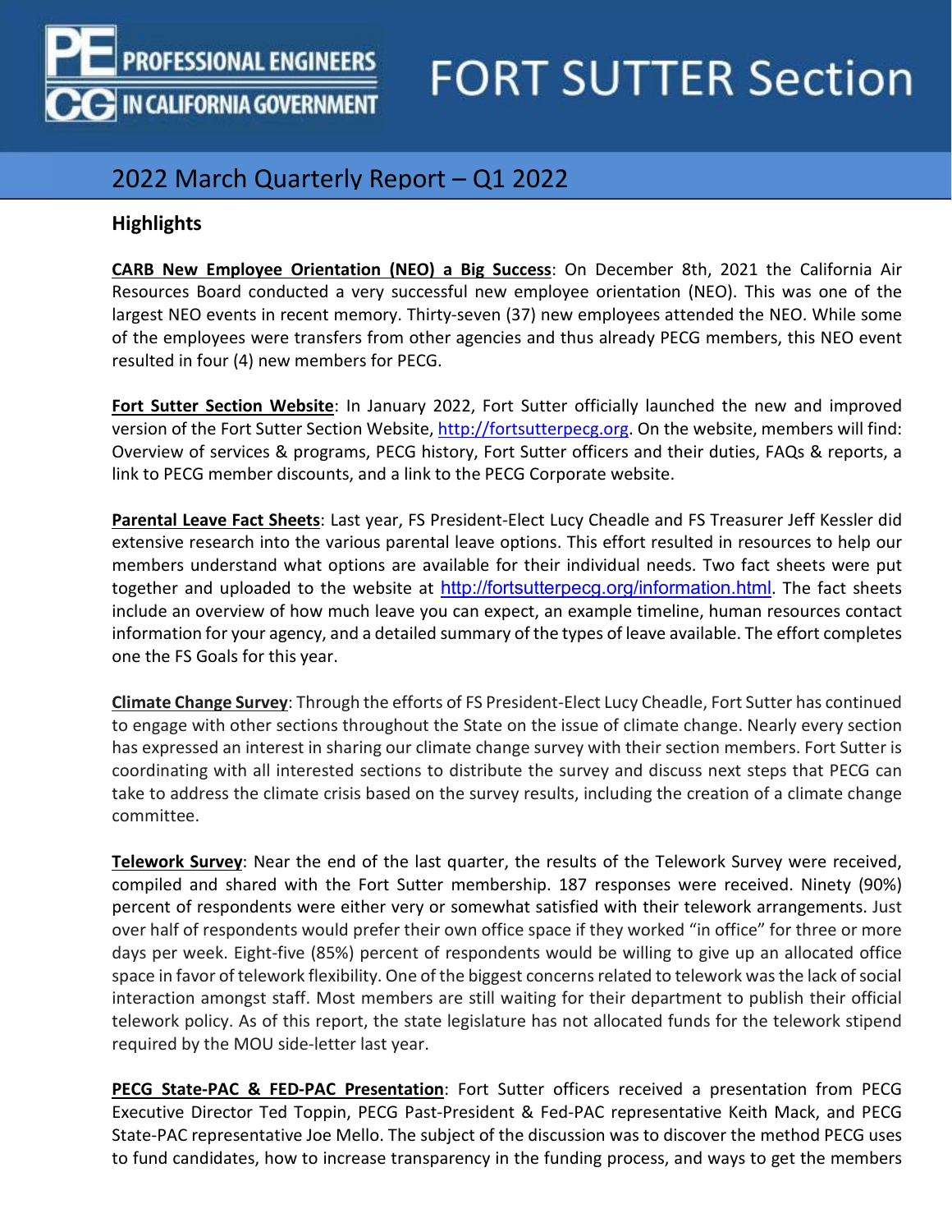# FORT SUTTER Section

## 2022 March Quarterly Report – Q1 2022

### Highlights

**CARB New Employee Orientation (NEO) a Big Success**: On December 8th, 2021 the California Air Resources Board conducted a very successful new employee orientation (NEO). This was one of the largest NEO events in recent memory. Thirty-seven (37) new employees attended the NEO. While some of the employees were transfers from other agencies and thus already PECG members, this NEO event resulted in four (4) new members for PECG.

**Fort Sutter Section Website**: In January 2022, Fort Sutter officially launched the new and improved version of the Fort Sutter Section Website, http://fortsutterpecg.org. On the website, members will find: Overview of services & programs, PECG history, Fort Sutter officers and their duties, FAQs & reports, a link to PECG member discounts, and a link to the PECG Corporate website.

**Parental Leave Fact Sheets**: Last year, FS President-Elect Lucy Cheadle and FS Treasurer Jeff Kessler did extensive research into the various parental leave options. This effort resulted in resources to help our members understand what options are available for their individual needs. Two fact sheets were put together and uploaded to the website at http://fortsutterpecg.org/information.html. The fact sheets include an overview of how much leave you can expect, an example timeline, human resources contact information for your agency, and a detailed summary of the types of leave available. The effort completes one the FS Goals for this year.

**Climate Change Survey**: Through the efforts of FS President-Elect Lucy Cheadle, Fort Sutter has continued to engage with other sections throughout the State on the issue of climate change. Nearly every section has expressed an interest in sharing our climate change survey with their section members. Fort Sutter is coordinating with all interested sections to distribute the survey and discuss next steps that PECG can take to address the climate crisis based on the survey results, including the creation of a climate change committee.

**Telework Survey**: Near the end of the last quarter, the results of the Telework Survey were received, compiled and shared with the Fort Sutter membership. 187 responses were received. Ninety (90%) percent of respondents were either very or somewhat satisfied with their telework arrangements. Just over half of respondents would prefer their own office space if they worked "in office" for three or more days per week. Eight-five (85%) percent of respondents would be willing to give up an allocated office space in favor of telework flexibility. One of the biggest concerns related to telework was the lack of social interaction amongst staff. Most members are still waiting for their department to publish their official telework policy. As of this report, the state legislature has not allocated funds for the telework stipend required by the MOU side-letter last year.

**PECG State-PAC & FED-PAC Presentation**: Fort Sutter officers received a presentation from PECG Executive Director Ted Toppin, PECG Past-President & Fed-PAC representative Keith Mack, and PECG State-PAC representative Joe Mello. The subject of the discussion was to discover the method PECG uses to fund candidates, how to increase transparency in the funding process, and ways to get the members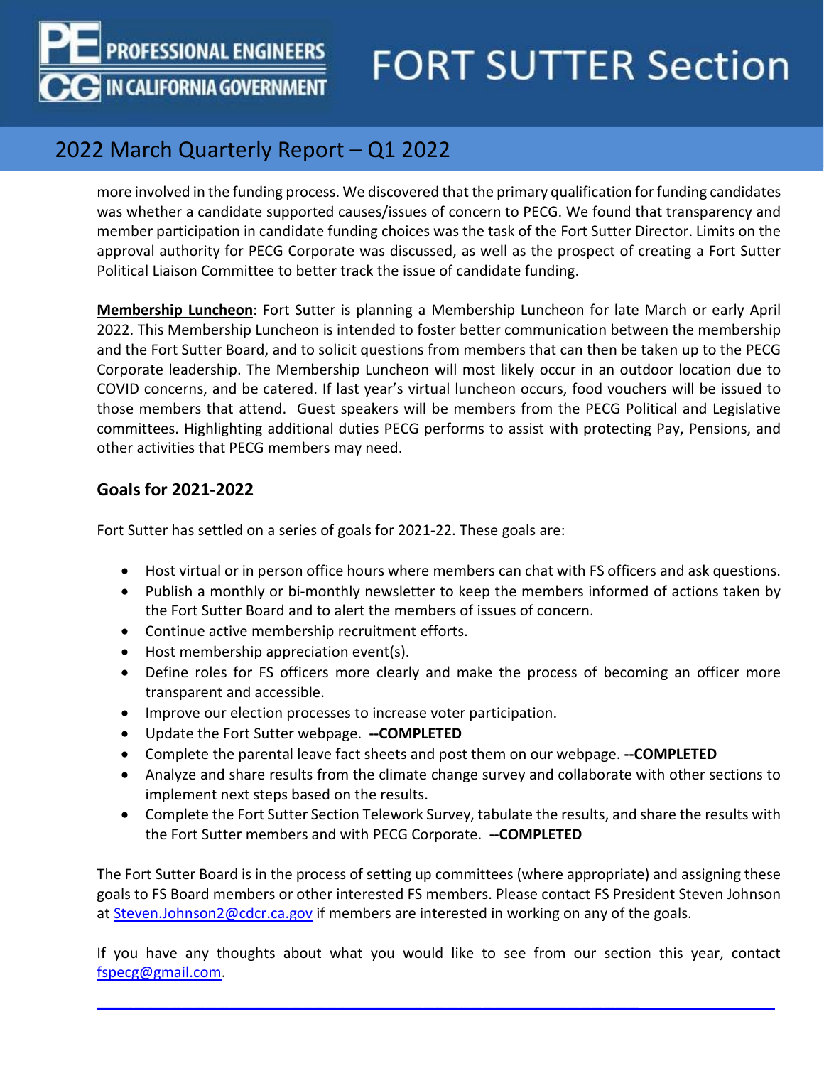more involved in the funding process. We discovered that the primary qualification for funding candidates was whether a candidate supported causes/issues of concern to PECG. We found that transparency and member participation in candidate funding choices was the task of the Fort Sutter Director. Limits on the approval authority for PECG Corporate was discussed, as well as the prospect of creating a Fort Sutter Political Liaison Committee to better track the issue of candidate funding.

**Membership Luncheon**: Fort Sutter is planning a Membership Luncheon for late March or early April 2022. This Membership Luncheon is intended to foster better communication between the membership and the Fort Sutter Board, and to solicit questions from members that can then be taken up to the PECG Corporate leadership. The Membership Luncheon will most likely occur in an outdoor location due to COVID concerns, and be catered. If last year's virtual luncheon occurs, food vouchers will be issued to those members that attend. Guest speakers will be members from the PECG Political and Legislative committees. Highlighting additional duties PECG performs to assist with protecting Pay, Pensions, and other activities that PECG members may need.

## Goals for 2021-2022

Fort Sutter has settled on a series of goals for 2021-22. These goals are:

- Host virtual or in person office hours where members can chat with FS officers and ask questions.
- Publish a monthly or bi-monthly newsletter to keep the members informed of actions taken by the Fort Sutter Board and to alert the members of issues of concern.
- Continue active membership recruitment efforts.
- Host membership appreciation event(s).
- Define roles for FS officers more clearly and make the process of becoming an officer more transparent and accessible.
- Improve our election processes to increase voter participation.
- Update the Fort Sutter webpage. **--COMPLETED**
- Complete the parental leave fact sheets and post them on our webpage. **--COMPLETED**
- Analyze and share results from the climate change survey and collaborate with other sections to implement next steps based on the results.
- Complete the Fort Sutter Section Telework Survey, tabulate the results, and share the results with the Fort Sutter members and with PECG Corporate. **--COMPLETED**

The Fort Sutter Board is in the process of setting up committees (where appropriate) and assigning these goals to FS Board members or other interested FS members. Please contact FS President Steven Johnson at Steven.Johnson2@cdcr.ca.gov if members are interested in working on any of the goals.

If you have any thoughts about what you would like to see from our section this year, contact fspecg@gmail.com.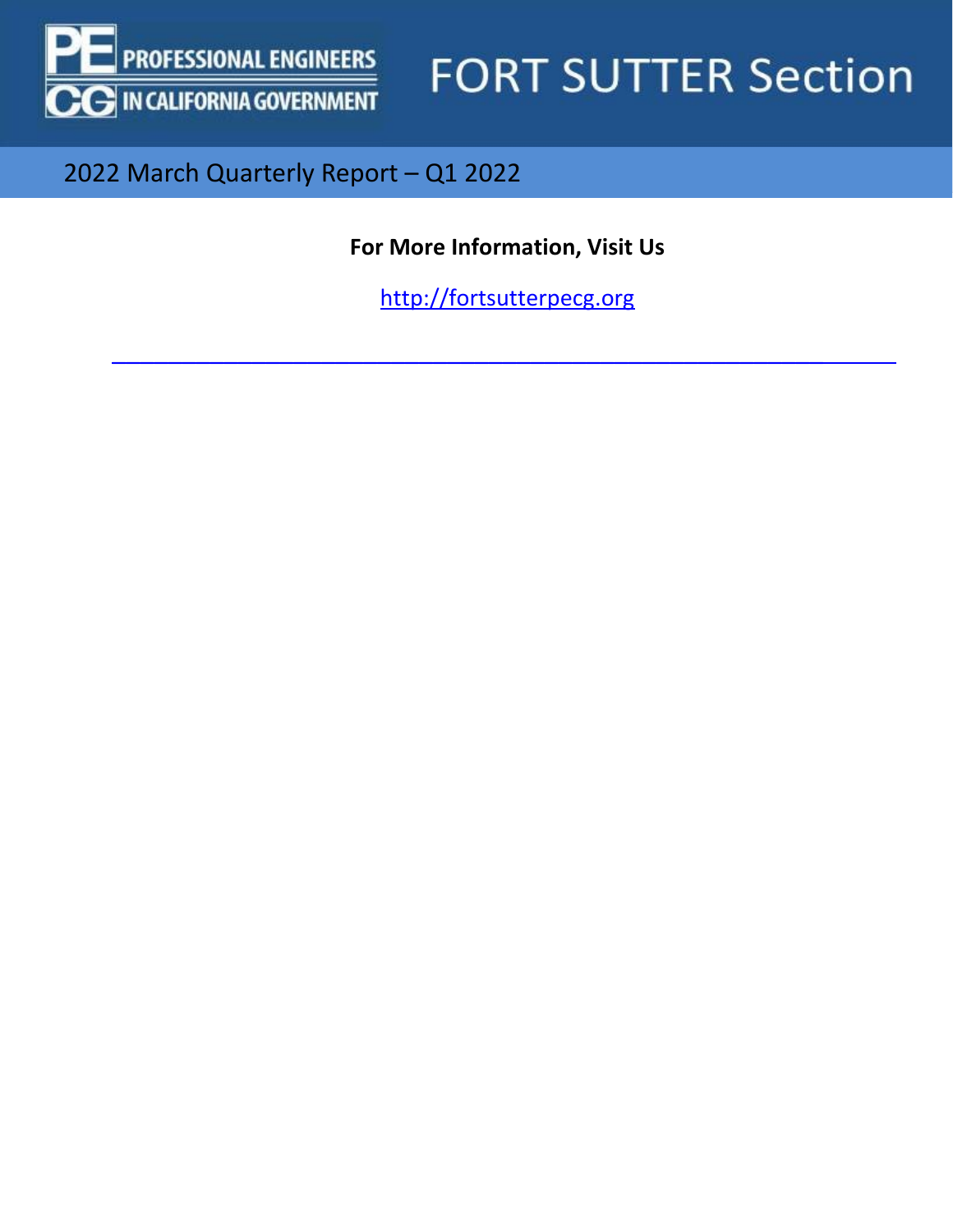PROFESSIONAL ENGINEERS IN CALIFORNIA GOVERNMENT

# FORT SUTTER Section

2022 March Quarterly Report – Q1 2022

**For More Information, Visit Us**

http://fortsutterpecg.org